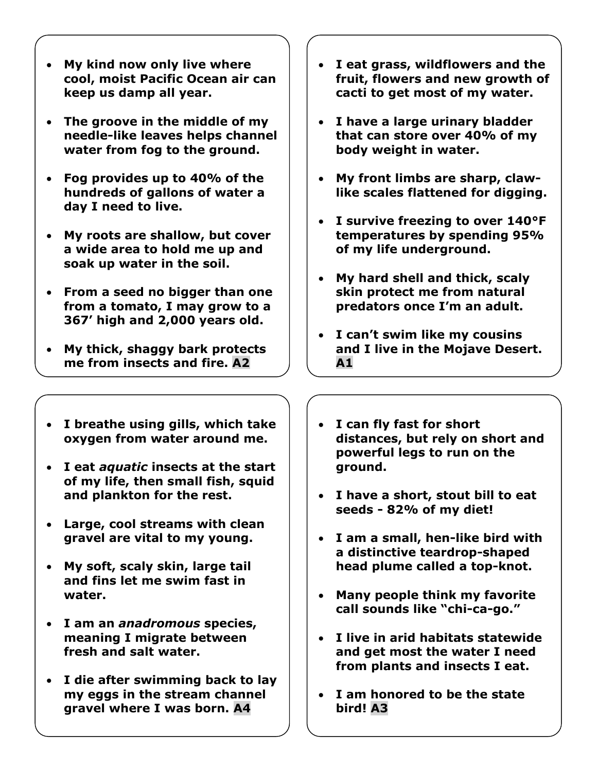- **My kind now only live where cool, moist Pacific Ocean air can keep us damp all year.**
- **The groove in the middle of my needle-like leaves helps channel water from fog to the ground.**
- **Fog provides up to 40% of the hundreds of gallons of water a day I need to live.**
- **My roots are shallow, but cover a wide area to hold me up and soak up water in the soil.**
- **From a seed no bigger than one from a tomato, I may grow to a 367' high and 2,000 years old.**
- **My thick, shaggy bark protects me from insects and fire. A2**

---

- **I eat grass, wildflowers and the fruit, flowers and new growth of cacti to get most of my water.**
- **I have a large urinary bladder that can store over 40% of my body weight in water.**
- **My front limbs are sharp, claw-like scales flattened for digging.**
- **I survive freezing to over 140°F temperatures by spending 95% of my life underground.**
- **My hard shell and thick, scaly skin protect me from natural predators once I'm an adult.**
- **I can't swim like my cousins and I live in the Mojave Desert. A1**

---

- **I breathe using gills, which take oxygen from water around me.**
- **I eat *aquatic* insects at the start of my life, then small fish, squid and plankton for the rest.**
- **Large, cool streams with clean gravel are vital to my young.**
- **My soft, scaly skin, large tail and fins let me swim fast in water.**
- **I am an *anadromous* species, meaning I migrate between fresh and salt water.**
- **I die after swimming back to lay my eggs in the stream channel gravel where I was born. A4**

---

- **I can fly fast for short distances, but rely on short and powerful legs to run on the ground.**
- **I have a short, stout bill to eat seeds - 82% of my diet!**
- **I am a small, hen-like bird with a distinctive teardrop-shaped head plume called a top-knot.**
- **Many people think my favorite call sounds like "chi-ca-go."**
- **I live in arid habitats statewide and get most the water I need from plants and insects I eat.**
- **I am honored to be the state bird! A3**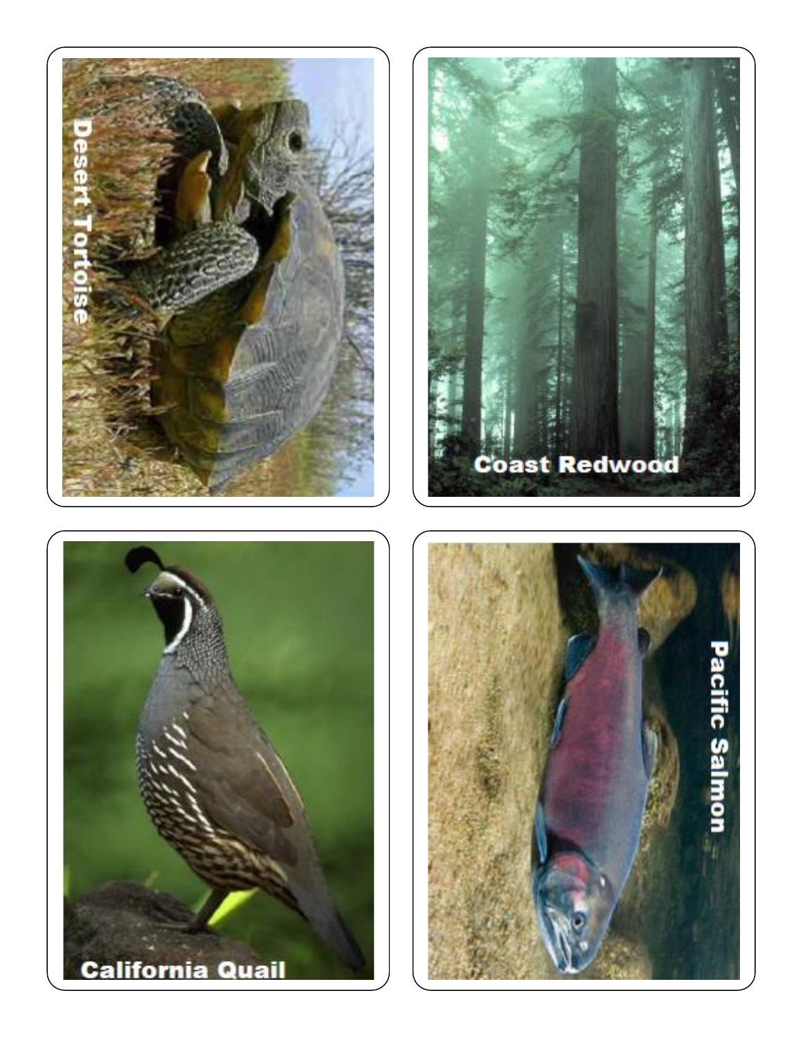Desert Tortoise

Coast Redwood

California Quail

Pacific Salmon